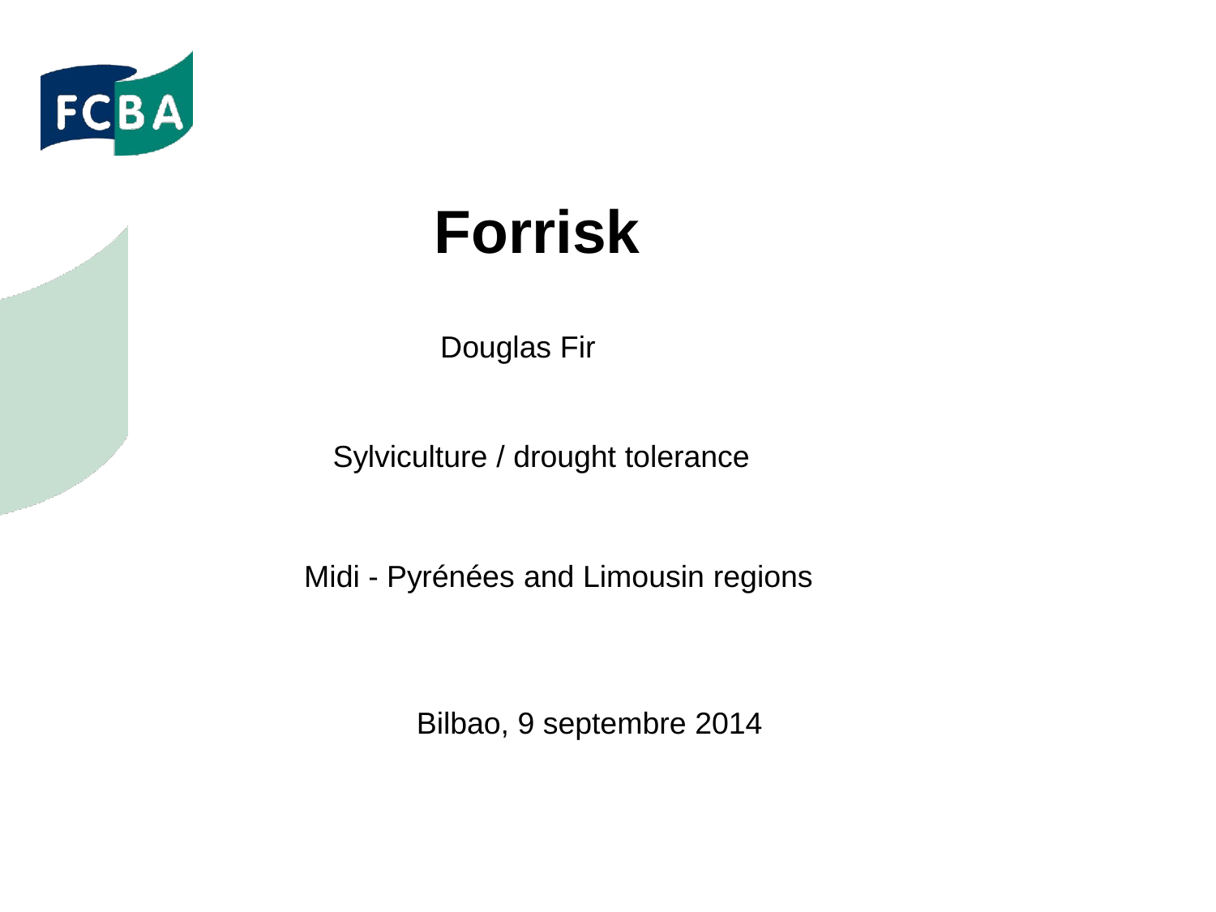# Forrisk

Douglas Fir

Sylviculture / drought tolerance

Midi - Pyrénées and Limousin regions

Bilbao, 9 septembre 2014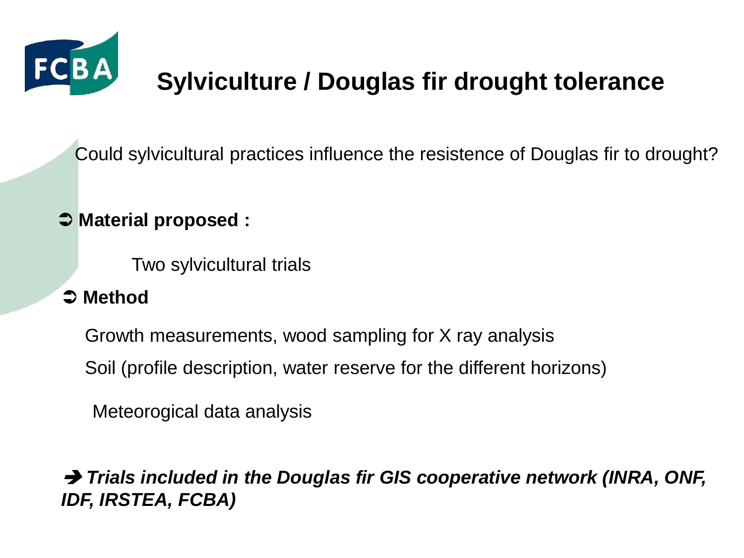# Sylviculture / Douglas fir drought tolerance

Could sylvicultural practices influence the resistence of Douglas fir to drought?

➲ **Material proposed :**

Two sylvicultural trials

➲ **Method**

Growth measurements, wood sampling for X ray analysis

Soil (profile description, water reserve for the different horizons)

Meteorogical data analysis

➔ ***Trials included in the Douglas fir GIS cooperative network (INRA, ONF, IDF, IRSTEA, FCBA)***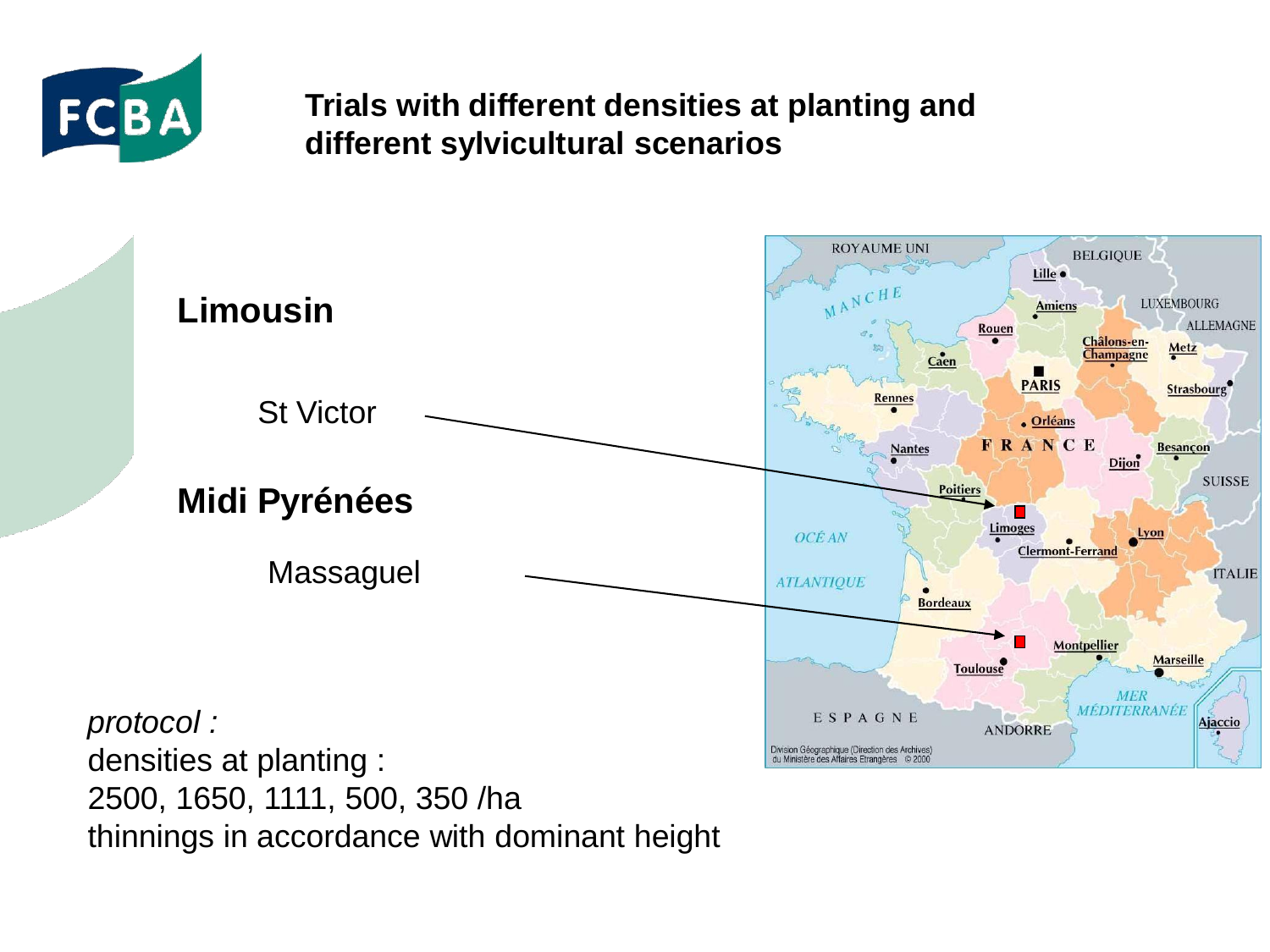# Trials with different densities at planting and different sylvicultural scenarios

## Limousin

St Victor

## Midi Pyrénées

Massaguel

*protocol :*
densities at planting :
2500, 1650, 1111, 500, 350 /ha
thinnings in accordance with dominant height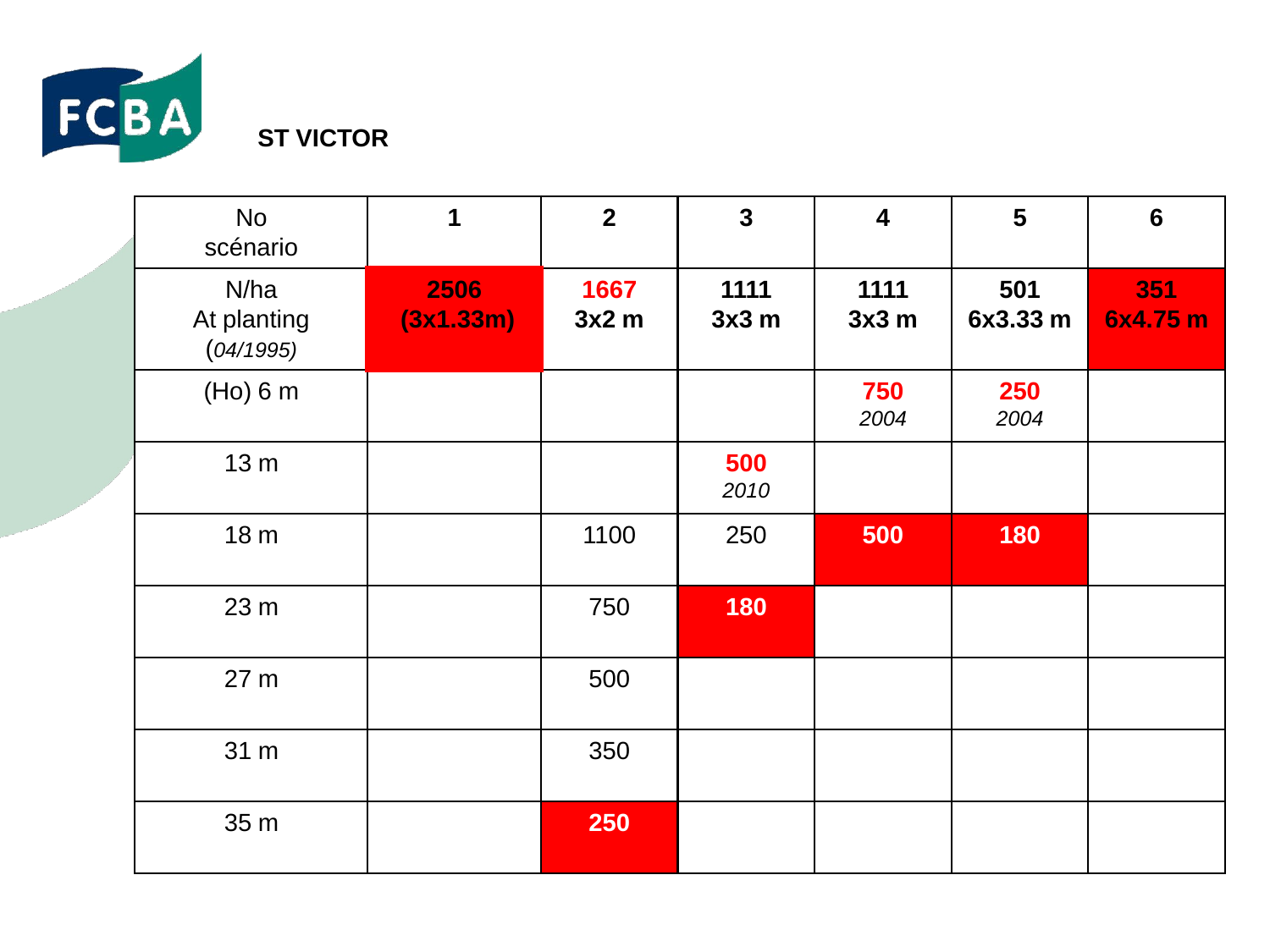## ST VICTOR

| No scénario | 1 | 2 | 3 | 4 | 5 | 6 |
|---|---|---|---|---|---|---|
| N/ha At planting (*04/1995*) | **2506 (3x1.33m)** | **1667 3x2 m** | **1111 3x3 m** | **1111 3x3 m** | **501 6x3.33 m** | **351 6x4.75 m** |
| (Ho) 6 m | | | | **750** *2004* | **250** *2004* | |
| 13 m | | | **500** *2010* | | | |
| 18 m | | 1100 | 250 | **500** | **180** | |
| 23 m | | 750 | **180** | | | |
| 27 m | | 500 | | | | |
| 31 m | | 350 | | | | |
| 35 m | | **250** | | | | |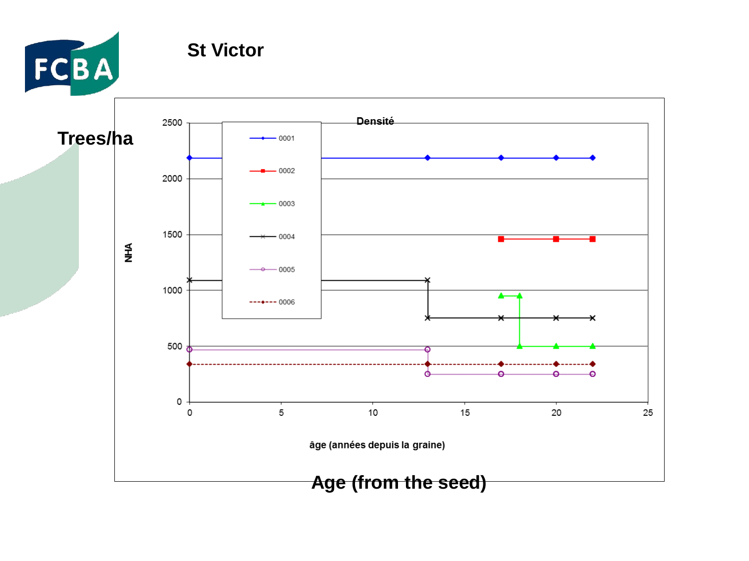# St Victor

Trees/ha

Densité

| | |
|---|---|
| 0001 | |
| 0002 | |
| 0003 | |
| 0004 | |
| 0005 | |
| 0006 | |

NHA

2500
2000
1500
1000
500
0

0 5 10 15 20 25

âge (années depuis la graine)

Age (from the seed)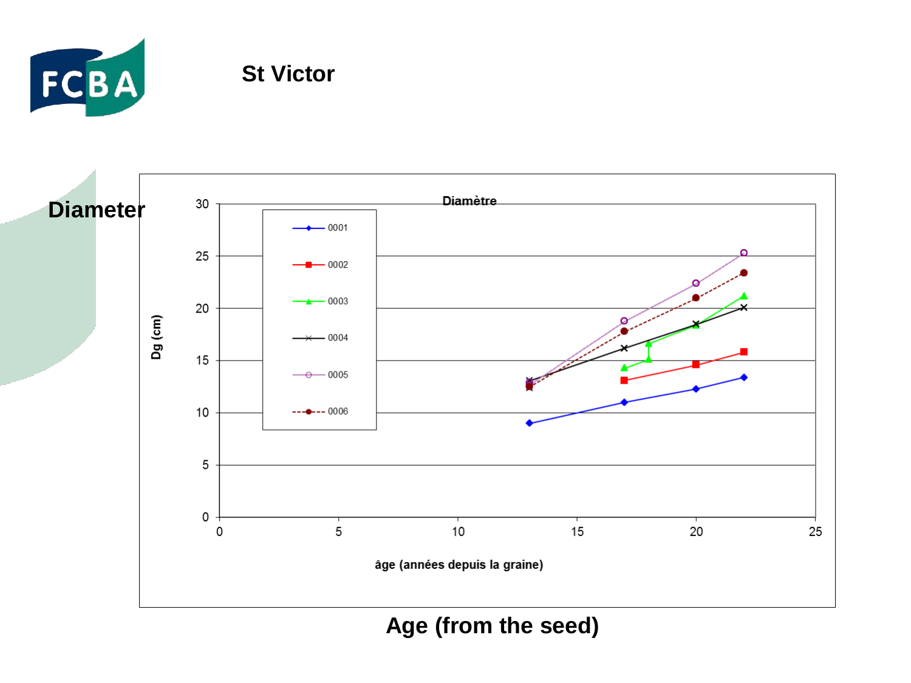# St Victor

**Diameter**

**Age (from the seed)**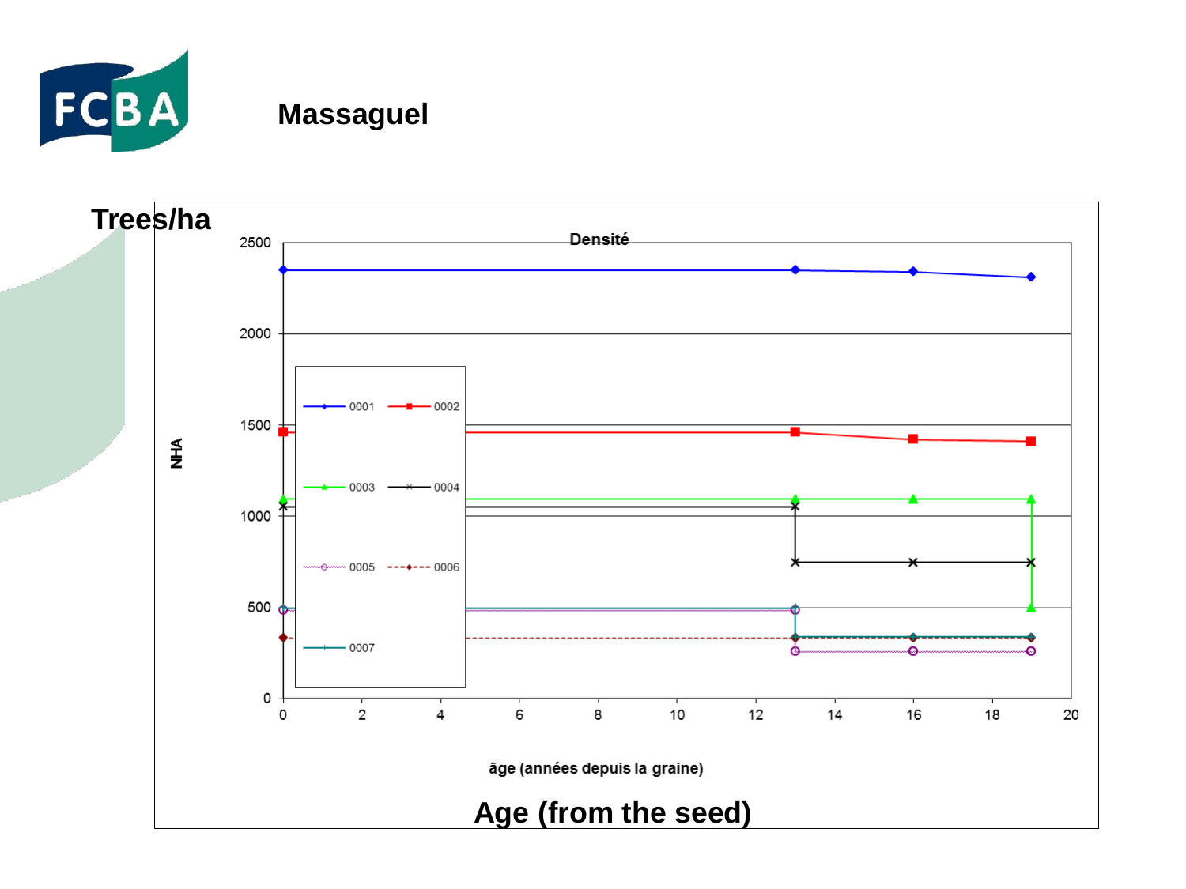# Massaguel

Trees/ha

Densité

NHA

âge (années depuis la graine)

Age (from the seed)

Legend: 0001, 0002, 0003, 0004, 0005, 0006, 0007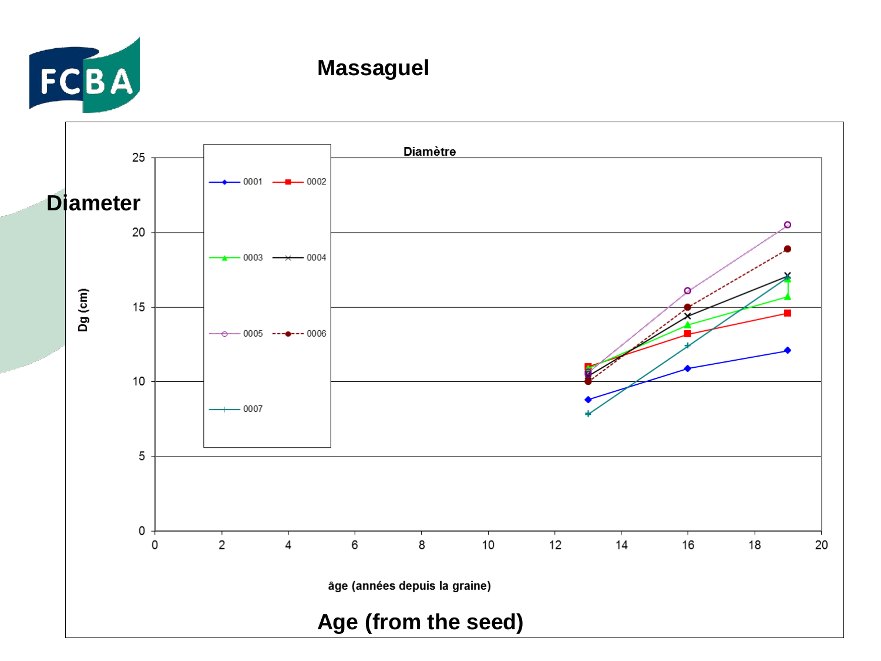# Massaguel

**Diamètre**

**Diameter**

Dg (cm)

0001 | 0002 | 0003 | 0004 | 0005 | 0006 | 0007

âge (années depuis la graine)

**Age (from the seed)**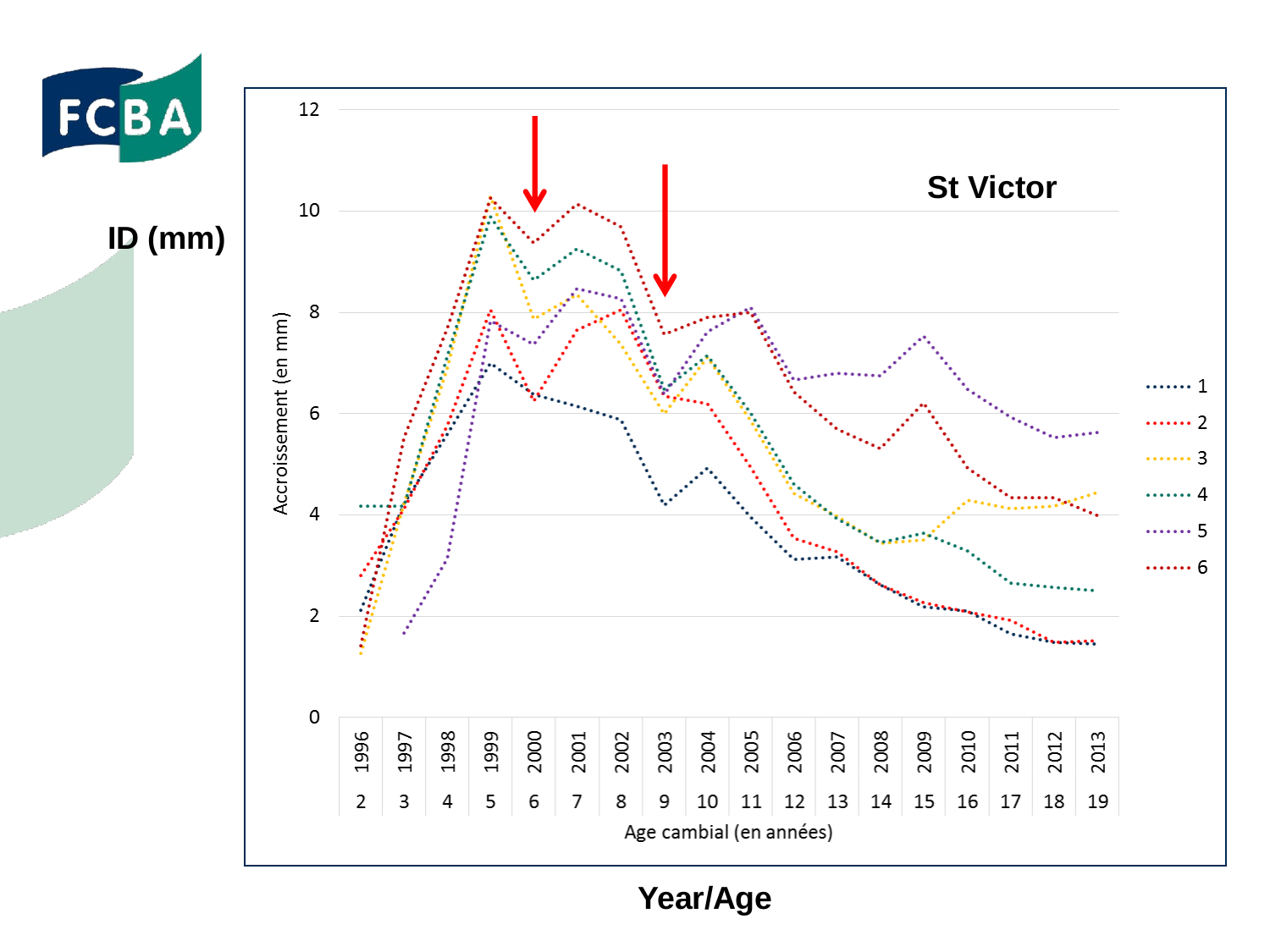ID (mm)

St Victor

Accroissement (en mm)

Age cambial (en années)

Year/Age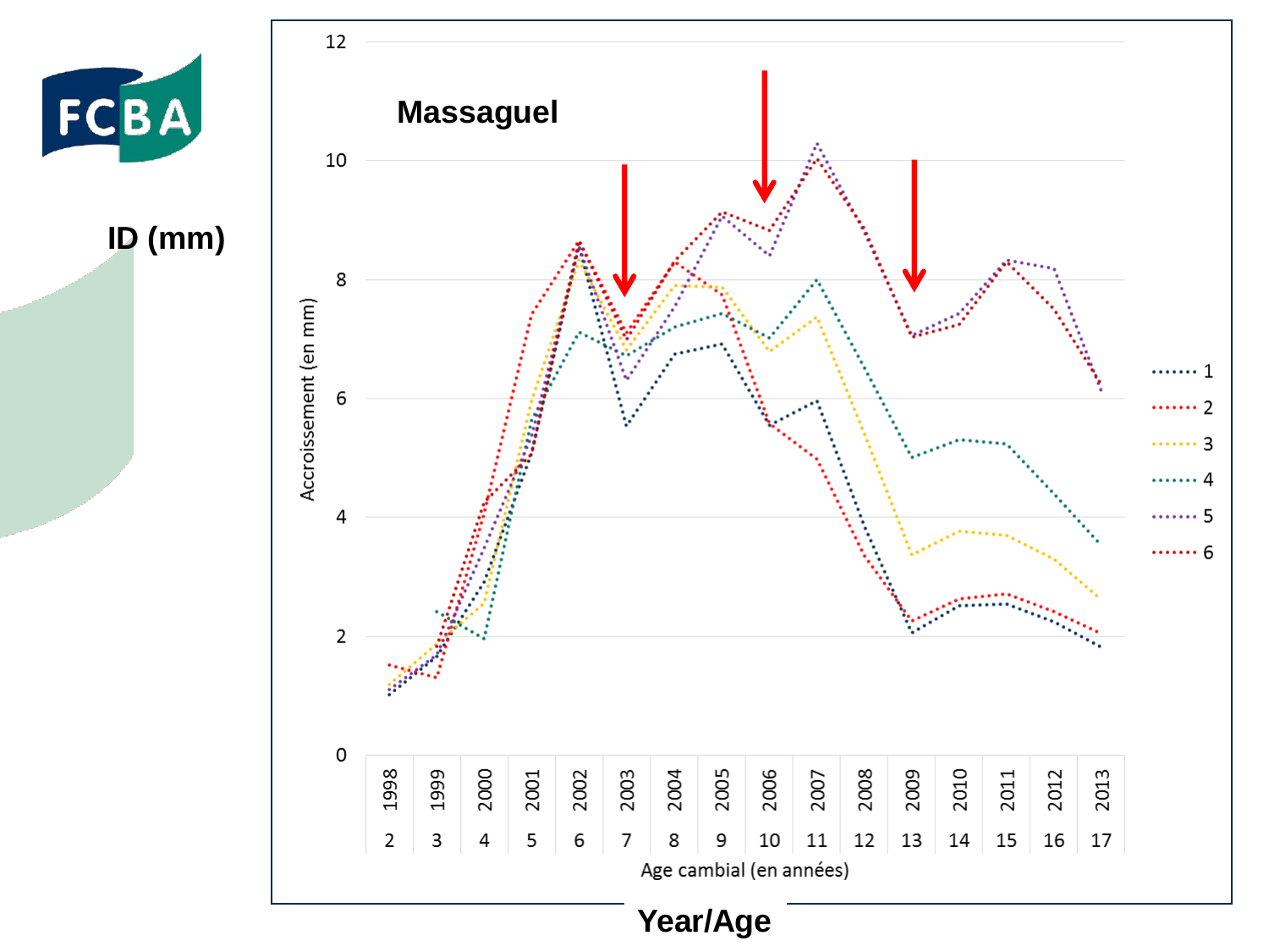ID (mm)

**Massaguel**

Accroissement (en mm)

| Year | 1998 | 1999 | 2000 | 2001 | 2002 | 2003 | 2004 | 2005 | 2006 | 2007 | 2008 | 2009 | 2010 | 2011 | 2012 | 2013 |
|---|---|---|---|---|---|---|---|---|---|---|---|---|---|---|---|---|
| Age | 2 | 3 | 4 | 5 | 6 | 7 | 8 | 9 | 10 | 11 | 12 | 13 | 14 | 15 | 16 | 17 |

Age cambial (en années)

Legend: 1, 2, 3, 4, 5, 6

**Year/Age**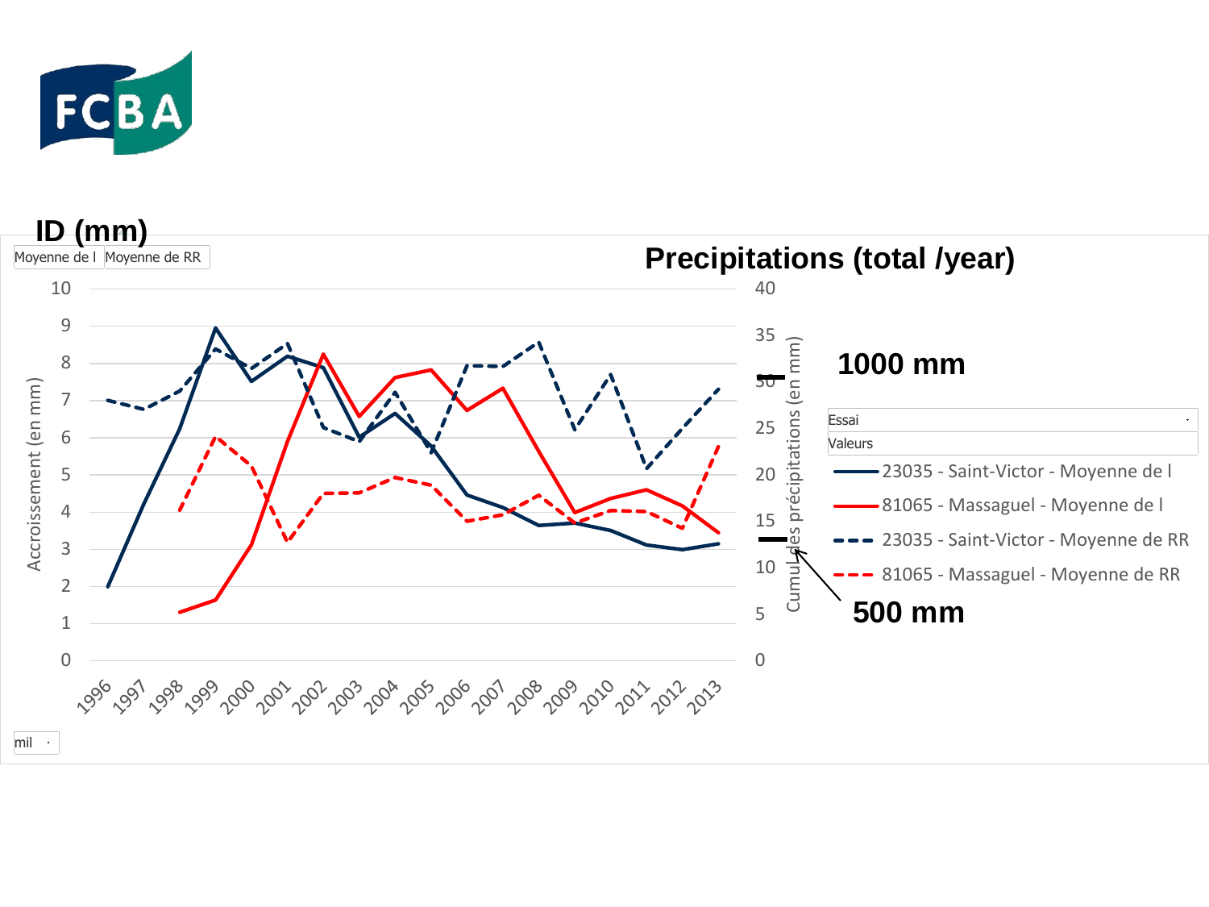ID (mm)

Moyenne de I | Moyenne de RR

**Precipitations (total /year)**

**1000 mm**

**500 mm**

Accroissement (en mm)

Cumul des précipitations (en mm)

Essai

Valeurs

- 23035 - Saint-Victor - Moyenne de I
- 81065 - Massaguel - Moyenne de I
- 23035 - Saint-Victor - Moyenne de RR
- 81065 - Massaguel - Moyenne de RR

1996 1997 1998 1999 2000 2001 2002 2003 2004 2005 2006 2007 2008 2009 2010 2011 2012 2013

mil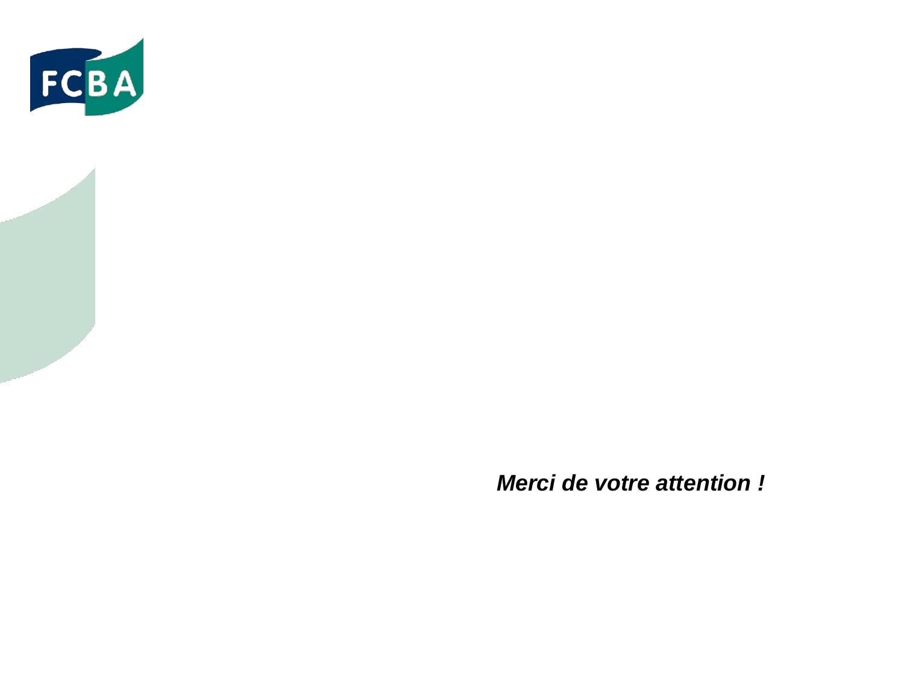***Merci de votre attention !***